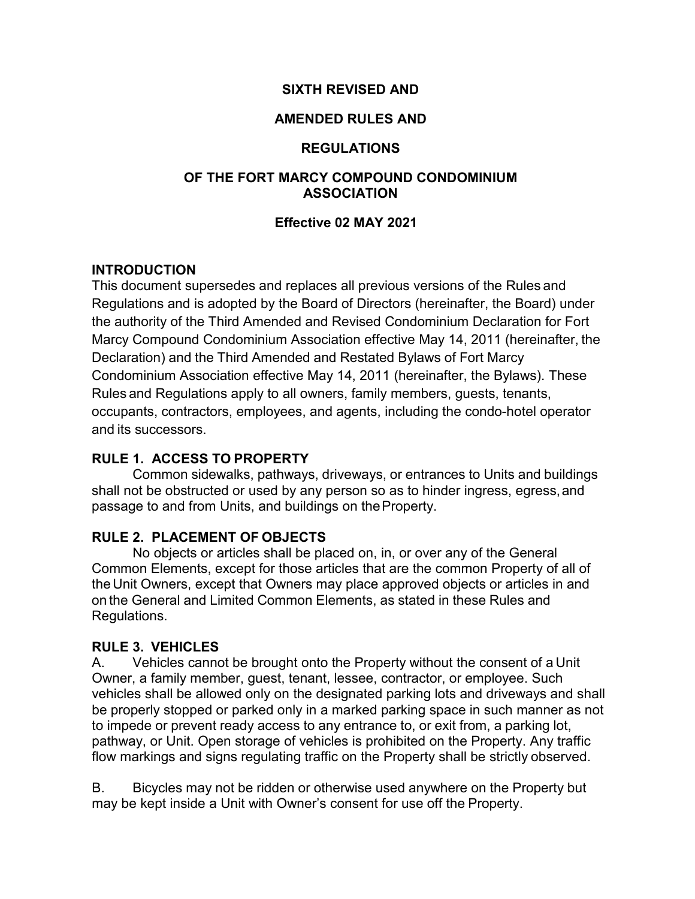# SIXTH REVISED AND AMENDED RULES AND REGULATIONS OF THE FORT MARCY COMPOUND CONDOMINIUM ASSOCIATION

**Effective 02 MAY 2021**

## INTRODUCTION

This document supersedes and replaces all previous versions of the Rules and Regulations and is adopted by the Board of Directors (hereinafter, the Board) under the authority of the Third Amended and Revised Condominium Declaration for Fort Marcy Compound Condominium Association effective May 14, 2011 (hereinafter, the Declaration) and the Third Amended and Restated Bylaws of Fort Marcy Condominium Association effective May 14, 2011 (hereinafter, the Bylaws). These Rules and Regulations apply to all owners, family members, guests, tenants, occupants, contractors, employees, and agents, including the condo-hotel operator and its successors.

## RULE 1. ACCESS TO PROPERTY

Common sidewalks, pathways, driveways, or entrances to Units and buildings shall not be obstructed or used by any person so as to hinder ingress, egress, and passage to and from Units, and buildings on the Property.

## RULE 2. PLACEMENT OF OBJECTS

No objects or articles shall be placed on, in, or over any of the General Common Elements, except for those articles that are the common Property of all of the Unit Owners, except that Owners may place approved objects or articles in and on the General and Limited Common Elements, as stated in these Rules and Regulations.

## RULE 3. VEHICLES

A. Vehicles cannot be brought onto the Property without the consent of a Unit Owner, a family member, guest, tenant, lessee, contractor, or employee. Such vehicles shall be allowed only on the designated parking lots and driveways and shall be properly stopped or parked only in a marked parking space in such manner as not to impede or prevent ready access to any entrance to, or exit from, a parking lot, pathway, or Unit. Open storage of vehicles is prohibited on the Property. Any traffic flow markings and signs regulating traffic on the Property shall be strictly observed.

B. Bicycles may not be ridden or otherwise used anywhere on the Property but may be kept inside a Unit with Owner's consent for use off the Property.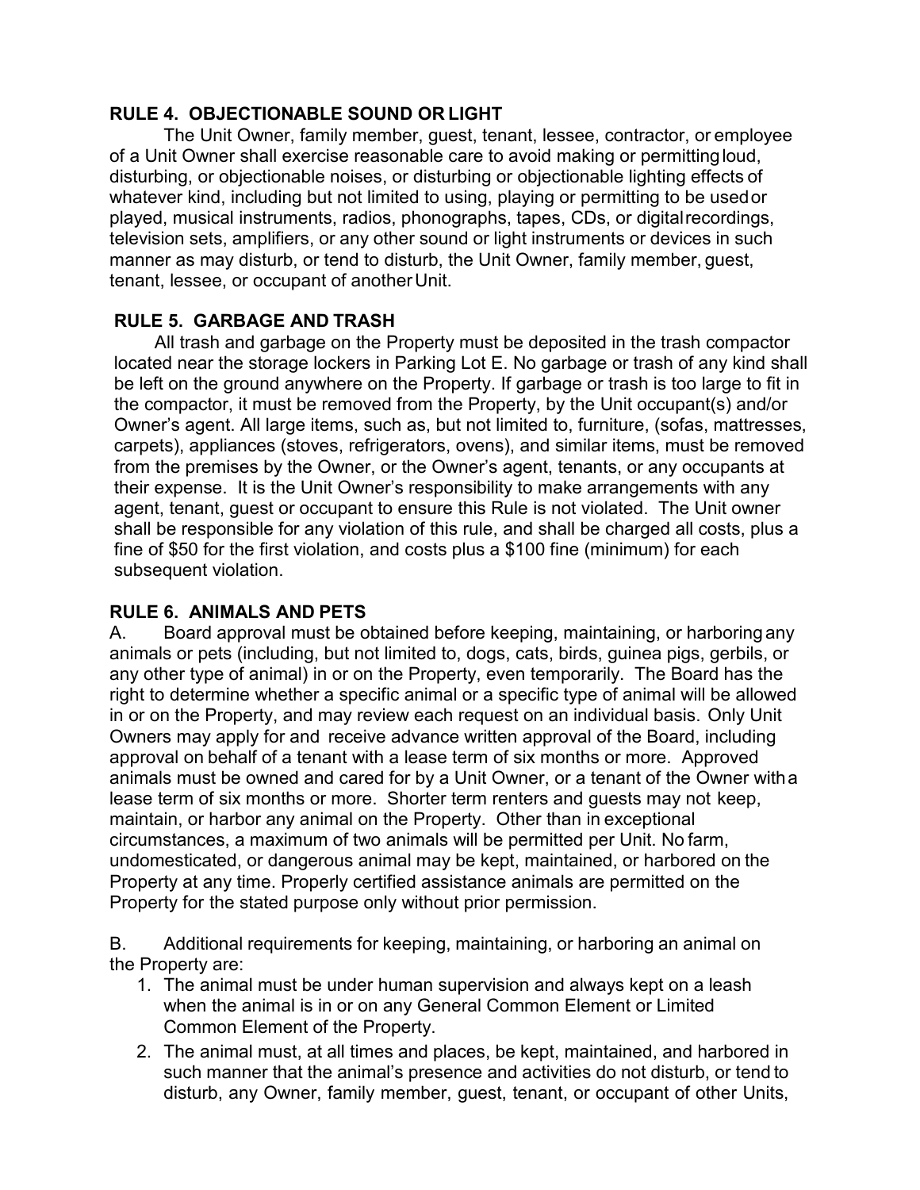## RULE 4. OBJECTIONABLE SOUND OR LIGHT

The Unit Owner, family member, guest, tenant, lessee, contractor, or employee of a Unit Owner shall exercise reasonable care to avoid making or permitting loud, disturbing, or objectionable noises, or disturbing or objectionable lighting effects of whatever kind, including but not limited to using, playing or permitting to be used or played, musical instruments, radios, phonographs, tapes, CDs, or digital recordings, television sets, amplifiers, or any other sound or light instruments or devices in such manner as may disturb, or tend to disturb, the Unit Owner, family member, guest, tenant, lessee, or occupant of another Unit.

## RULE 5. GARBAGE AND TRASH

All trash and garbage on the Property must be deposited in the trash compactor located near the storage lockers in Parking Lot E. No garbage or trash of any kind shall be left on the ground anywhere on the Property. If garbage or trash is too large to fit in the compactor, it must be removed from the Property, by the Unit occupant(s) and/or Owner's agent. All large items, such as, but not limited to, furniture, (sofas, mattresses, carpets), appliances (stoves, refrigerators, ovens), and similar items, must be removed from the premises by the Owner, or the Owner's agent, tenants, or any occupants at their expense. It is the Unit Owner's responsibility to make arrangements with any agent, tenant, guest or occupant to ensure this Rule is not violated. The Unit owner shall be responsible for any violation of this rule, and shall be charged all costs, plus a fine of $50 for the first violation, and costs plus a $100 fine (minimum) for each subsequent violation.

## RULE 6. ANIMALS AND PETS

A. Board approval must be obtained before keeping, maintaining, or harboring any animals or pets (including, but not limited to, dogs, cats, birds, guinea pigs, gerbils, or any other type of animal) in or on the Property, even temporarily. The Board has the right to determine whether a specific animal or a specific type of animal will be allowed in or on the Property, and may review each request on an individual basis. Only Unit Owners may apply for and receive advance written approval of the Board, including approval on behalf of a tenant with a lease term of six months or more. Approved animals must be owned and cared for by a Unit Owner, or a tenant of the Owner with a lease term of six months or more. Shorter term renters and guests may not keep, maintain, or harbor any animal on the Property. Other than in exceptional circumstances, a maximum of two animals will be permitted per Unit. No farm, undomesticated, or dangerous animal may be kept, maintained, or harbored on the Property at any time. Properly certified assistance animals are permitted on the Property for the stated purpose only without prior permission.

B. Additional requirements for keeping, maintaining, or harboring an animal on the Property are:

1. The animal must be under human supervision and always kept on a leash when the animal is in or on any General Common Element or Limited Common Element of the Property.
2. The animal must, at all times and places, be kept, maintained, and harbored in such manner that the animal's presence and activities do not disturb, or tend to disturb, any Owner, family member, guest, tenant, or occupant of other Units,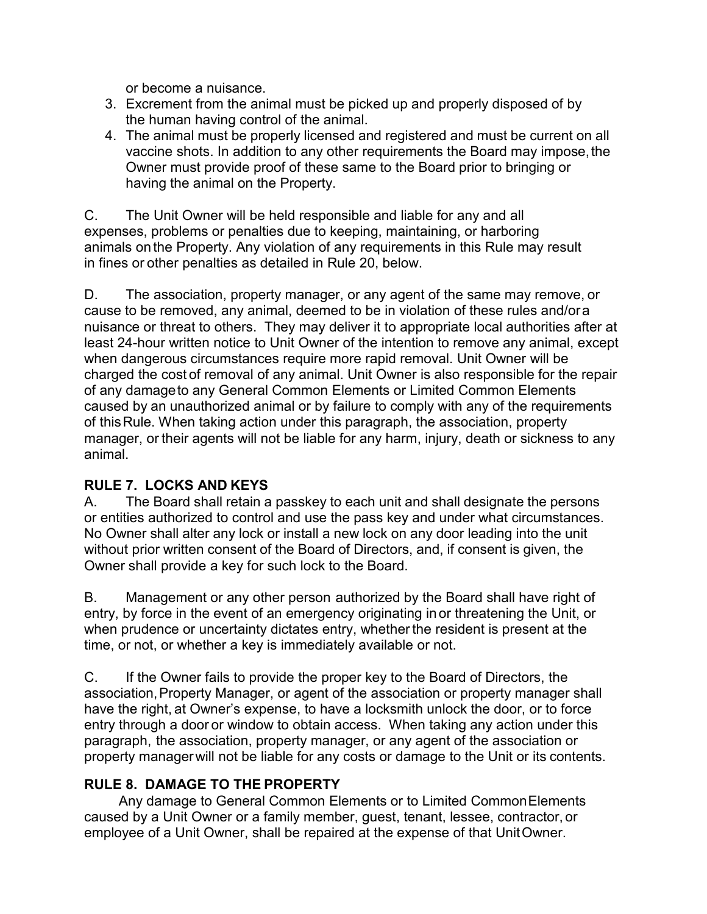or become a nuisance.

3. Excrement from the animal must be picked up and properly disposed of by the human having control of the animal.
4. The animal must be properly licensed and registered and must be current on all vaccine shots. In addition to any other requirements the Board may impose, the Owner must provide proof of these same to the Board prior to bringing or having the animal on the Property.

C. The Unit Owner will be held responsible and liable for any and all expenses, problems or penalties due to keeping, maintaining, or harboring animals on the Property. Any violation of any requirements in this Rule may result in fines or other penalties as detailed in Rule 20, below.

D. The association, property manager, or any agent of the same may remove, or cause to be removed, any animal, deemed to be in violation of these rules and/or a nuisance or threat to others. They may deliver it to appropriate local authorities after at least 24-hour written notice to Unit Owner of the intention to remove any animal, except when dangerous circumstances require more rapid removal. Unit Owner will be charged the cost of removal of any animal. Unit Owner is also responsible for the repair of any damage to any General Common Elements or Limited Common Elements caused by an unauthorized animal or by failure to comply with any of the requirements of this Rule. When taking action under this paragraph, the association, property manager, or their agents will not be liable for any harm, injury, death or sickness to any animal.

## RULE 7. LOCKS AND KEYS

A. The Board shall retain a passkey to each unit and shall designate the persons or entities authorized to control and use the pass key and under what circumstances. No Owner shall alter any lock or install a new lock on any door leading into the unit without prior written consent of the Board of Directors, and, if consent is given, the Owner shall provide a key for such lock to the Board.

B. Management or any other person authorized by the Board shall have right of entry, by force in the event of an emergency originating in or threatening the Unit, or when prudence or uncertainty dictates entry, whether the resident is present at the time, or not, or whether a key is immediately available or not.

C. If the Owner fails to provide the proper key to the Board of Directors, the association, Property Manager, or agent of the association or property manager shall have the right, at Owner's expense, to have a locksmith unlock the door, or to force entry through a door or window to obtain access. When taking any action under this paragraph, the association, property manager, or any agent of the association or property manager will not be liable for any costs or damage to the Unit or its contents.

## RULE 8. DAMAGE TO THE PROPERTY

Any damage to General Common Elements or to Limited Common Elements caused by a Unit Owner or a family member, guest, tenant, lessee, contractor, or employee of a Unit Owner, shall be repaired at the expense of that Unit Owner.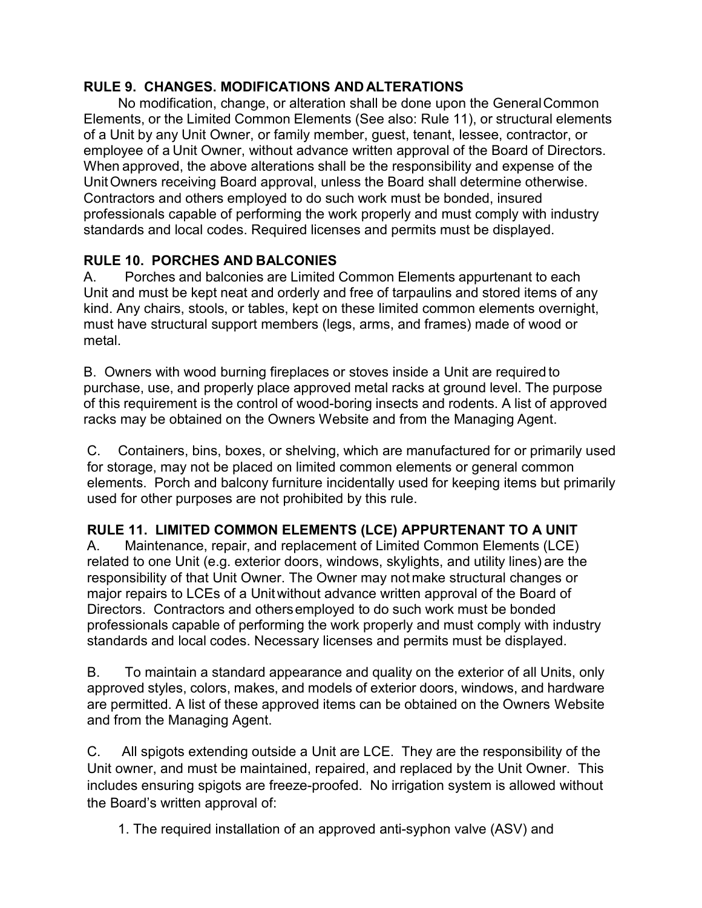### RULE 9. CHANGES. MODIFICATIONS AND ALTERATIONS

No modification, change, or alteration shall be done upon the General Common Elements, or the Limited Common Elements (See also: Rule 11), or structural elements of a Unit by any Unit Owner, or family member, guest, tenant, lessee, contractor, or employee of a Unit Owner, without advance written approval of the Board of Directors. When approved, the above alterations shall be the responsibility and expense of the Unit Owners receiving Board approval, unless the Board shall determine otherwise. Contractors and others employed to do such work must be bonded, insured professionals capable of performing the work properly and must comply with industry standards and local codes. Required licenses and permits must be displayed.

### RULE 10. PORCHES AND BALCONIES

A. Porches and balconies are Limited Common Elements appurtenant to each Unit and must be kept neat and orderly and free of tarpaulins and stored items of any kind. Any chairs, stools, or tables, kept on these limited common elements overnight, must have structural support members (legs, arms, and frames) made of wood or metal.

B. Owners with wood burning fireplaces or stoves inside a Unit are required to purchase, use, and properly place approved metal racks at ground level. The purpose of this requirement is the control of wood-boring insects and rodents. A list of approved racks may be obtained on the Owners Website and from the Managing Agent.

C. Containers, bins, boxes, or shelving, which are manufactured for or primarily used for storage, may not be placed on limited common elements or general common elements. Porch and balcony furniture incidentally used for keeping items but primarily used for other purposes are not prohibited by this rule.

### RULE 11. LIMITED COMMON ELEMENTS (LCE) APPURTENANT TO A UNIT

A. Maintenance, repair, and replacement of Limited Common Elements (LCE) related to one Unit (e.g. exterior doors, windows, skylights, and utility lines) are the responsibility of that Unit Owner. The Owner may not make structural changes or major repairs to LCEs of a Unit without advance written approval of the Board of Directors. Contractors and others employed to do such work must be bonded professionals capable of performing the work properly and must comply with industry standards and local codes. Necessary licenses and permits must be displayed.

B. To maintain a standard appearance and quality on the exterior of all Units, only approved styles, colors, makes, and models of exterior doors, windows, and hardware are permitted. A list of these approved items can be obtained on the Owners Website and from the Managing Agent.

C. All spigots extending outside a Unit are LCE. They are the responsibility of the Unit owner, and must be maintained, repaired, and replaced by the Unit Owner. This includes ensuring spigots are freeze-proofed. No irrigation system is allowed without the Board's written approval of:

1. The required installation of an approved anti-syphon valve (ASV) and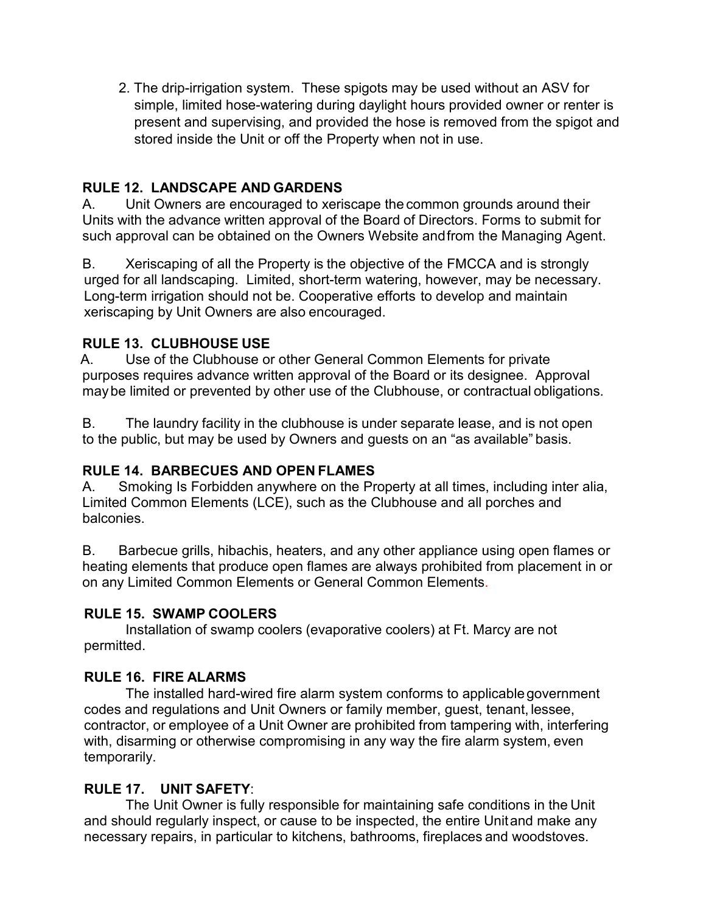2. The drip-irrigation system. These spigots may be used without an ASV for simple, limited hose-watering during daylight hours provided owner or renter is present and supervising, and provided the hose is removed from the spigot and stored inside the Unit or off the Property when not in use.

**RULE 12. LANDSCAPE AND GARDENS**

A. Unit Owners are encouraged to xeriscape the common grounds around their Units with the advance written approval of the Board of Directors. Forms to submit for such approval can be obtained on the Owners Website and from the Managing Agent.

B. Xeriscaping of all the Property is the objective of the FMCCA and is strongly urged for all landscaping. Limited, short-term watering, however, may be necessary. Long-term irrigation should not be. Cooperative efforts to develop and maintain xeriscaping by Unit Owners are also encouraged.

**RULE 13. CLUBHOUSE USE**

A. Use of the Clubhouse or other General Common Elements for private purposes requires advance written approval of the Board or its designee. Approval may be limited or prevented by other use of the Clubhouse, or contractual obligations.

B. The laundry facility in the clubhouse is under separate lease, and is not open to the public, but may be used by Owners and guests on an "as available" basis.

**RULE 14. BARBECUES AND OPEN FLAMES**

A. Smoking Is Forbidden anywhere on the Property at all times, including inter alia, Limited Common Elements (LCE), such as the Clubhouse and all porches and balconies.

B. Barbecue grills, hibachis, heaters, and any other appliance using open flames or heating elements that produce open flames are always prohibited from placement in or on any Limited Common Elements or General Common Elements.

**RULE 15. SWAMP COOLERS**

Installation of swamp coolers (evaporative coolers) at Ft. Marcy are not permitted.

**RULE 16. FIRE ALARMS**

The installed hard-wired fire alarm system conforms to applicable government codes and regulations and Unit Owners or family member, guest, tenant, lessee, contractor, or employee of a Unit Owner are prohibited from tampering with, interfering with, disarming or otherwise compromising in any way the fire alarm system, even temporarily.

**RULE 17. UNIT SAFETY**:

The Unit Owner is fully responsible for maintaining safe conditions in the Unit and should regularly inspect, or cause to be inspected, the entire Unit and make any necessary repairs, in particular to kitchens, bathrooms, fireplaces and woodstoves.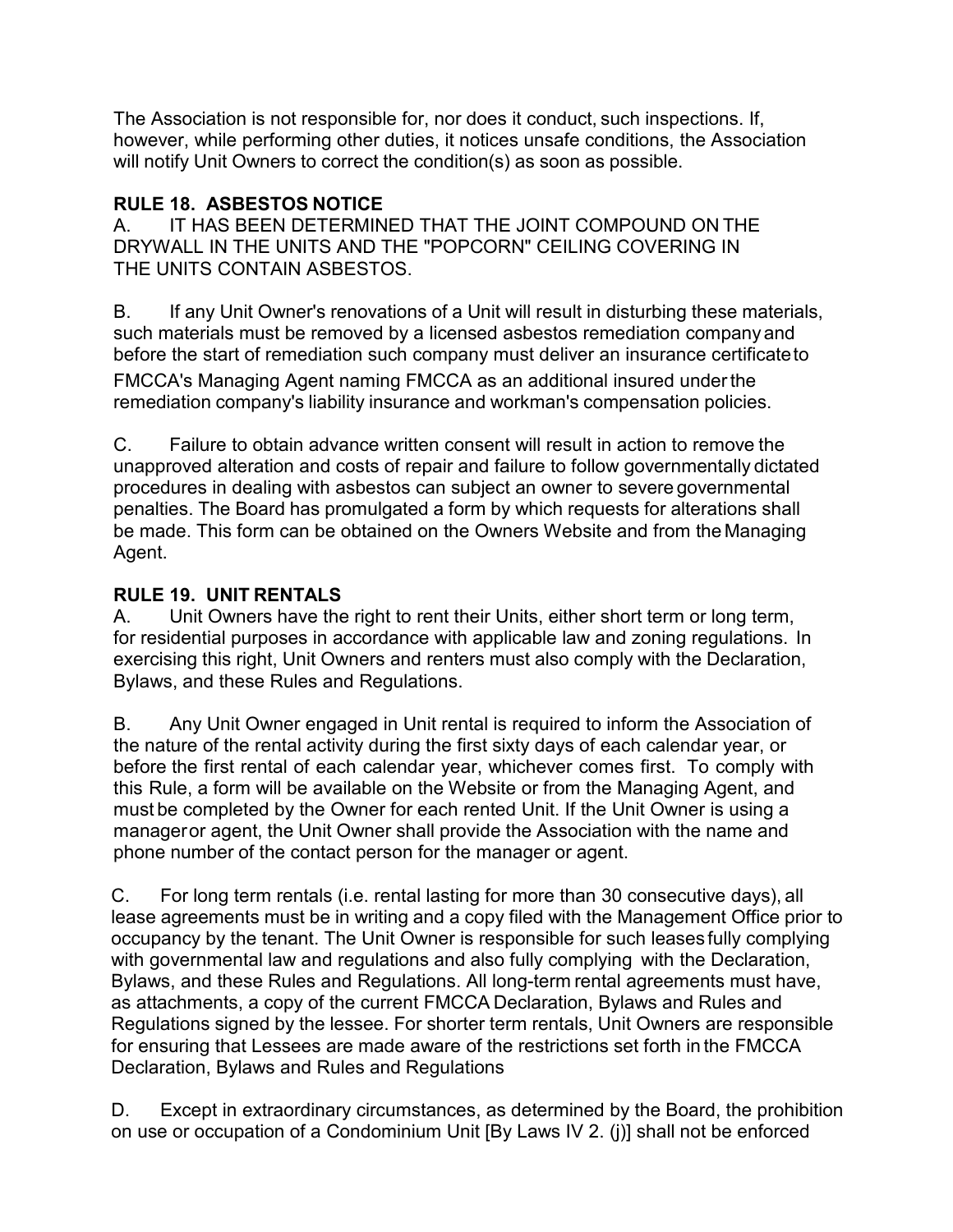The Association is not responsible for, nor does it conduct, such inspections. If, however, while performing other duties, it notices unsafe conditions, the Association will notify Unit Owners to correct the condition(s) as soon as possible.

## RULE 18. ASBESTOS NOTICE

A. IT HAS BEEN DETERMINED THAT THE JOINT COMPOUND ON THE DRYWALL IN THE UNITS AND THE "POPCORN" CEILING COVERING IN THE UNITS CONTAIN ASBESTOS.

B. If any Unit Owner's renovations of a Unit will result in disturbing these materials, such materials must be removed by a licensed asbestos remediation company and before the start of remediation such company must deliver an insurance certificate to FMCCA's Managing Agent naming FMCCA as an additional insured under the remediation company's liability insurance and workman's compensation policies.

C. Failure to obtain advance written consent will result in action to remove the unapproved alteration and costs of repair and failure to follow governmentally dictated procedures in dealing with asbestos can subject an owner to severe governmental penalties. The Board has promulgated a form by which requests for alterations shall be made. This form can be obtained on the Owners Website and from the Managing Agent.

## RULE 19. UNIT RENTALS

A. Unit Owners have the right to rent their Units, either short term or long term, for residential purposes in accordance with applicable law and zoning regulations. In exercising this right, Unit Owners and renters must also comply with the Declaration, Bylaws, and these Rules and Regulations.

B. Any Unit Owner engaged in Unit rental is required to inform the Association of the nature of the rental activity during the first sixty days of each calendar year, or before the first rental of each calendar year, whichever comes first. To comply with this Rule, a form will be available on the Website or from the Managing Agent, and must be completed by the Owner for each rented Unit. If the Unit Owner is using a manager or agent, the Unit Owner shall provide the Association with the name and phone number of the contact person for the manager or agent.

C. For long term rentals (i.e. rental lasting for more than 30 consecutive days), all lease agreements must be in writing and a copy filed with the Management Office prior to occupancy by the tenant. The Unit Owner is responsible for such leases fully complying with governmental law and regulations and also fully complying with the Declaration, Bylaws, and these Rules and Regulations. All long-term rental agreements must have, as attachments, a copy of the current FMCCA Declaration, Bylaws and Rules and Regulations signed by the lessee. For shorter term rentals, Unit Owners are responsible for ensuring that Lessees are made aware of the restrictions set forth in the FMCCA Declaration, Bylaws and Rules and Regulations

D. Except in extraordinary circumstances, as determined by the Board, the prohibition on use or occupation of a Condominium Unit [By Laws IV 2. (j)] shall not be enforced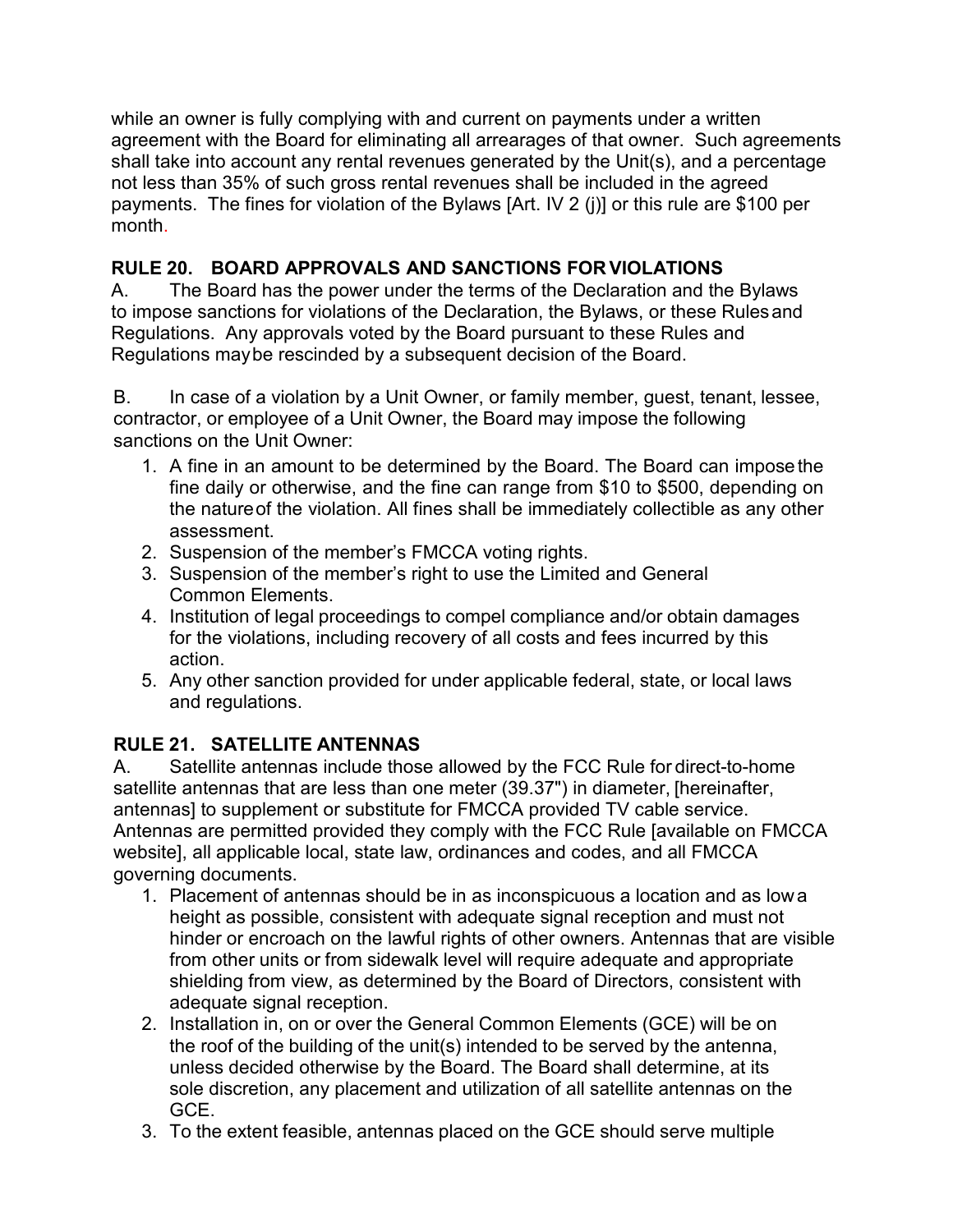while an owner is fully complying with and current on payments under a written agreement with the Board for eliminating all arrearages of that owner. Such agreements shall take into account any rental revenues generated by the Unit(s), and a percentage not less than 35% of such gross rental revenues shall be included in the agreed payments. The fines for violation of the Bylaws [Art. IV 2 (j)] or this rule are $100 per month.

## RULE 20. BOARD APPROVALS AND SANCTIONS FOR VIOLATIONS

A. The Board has the power under the terms of the Declaration and the Bylaws to impose sanctions for violations of the Declaration, the Bylaws, or these Rules and Regulations. Any approvals voted by the Board pursuant to these Rules and Regulations may be rescinded by a subsequent decision of the Board.

B. In case of a violation by a Unit Owner, or family member, guest, tenant, lessee, contractor, or employee of a Unit Owner, the Board may impose the following sanctions on the Unit Owner:

1. A fine in an amount to be determined by the Board. The Board can impose the fine daily or otherwise, and the fine can range from $10 to $500, depending on the nature of the violation. All fines shall be immediately collectible as any other assessment.
2. Suspension of the member's FMCCA voting rights.
3. Suspension of the member's right to use the Limited and General Common Elements.
4. Institution of legal proceedings to compel compliance and/or obtain damages for the violations, including recovery of all costs and fees incurred by this action.
5. Any other sanction provided for under applicable federal, state, or local laws and regulations.

## RULE 21. SATELLITE ANTENNAS

A. Satellite antennas include those allowed by the FCC Rule for direct-to-home satellite antennas that are less than one meter (39.37") in diameter, [hereinafter, antennas] to supplement or substitute for FMCCA provided TV cable service. Antennas are permitted provided they comply with the FCC Rule [available on FMCCA website], all applicable local, state law, ordinances and codes, and all FMCCA governing documents.

1. Placement of antennas should be in as inconspicuous a location and as low a height as possible, consistent with adequate signal reception and must not hinder or encroach on the lawful rights of other owners. Antennas that are visible from other units or from sidewalk level will require adequate and appropriate shielding from view, as determined by the Board of Directors, consistent with adequate signal reception.
2. Installation in, on or over the General Common Elements (GCE) will be on the roof of the building of the unit(s) intended to be served by the antenna, unless decided otherwise by the Board. The Board shall determine, at its sole discretion, any placement and utilization of all satellite antennas on the GCE.
3. To the extent feasible, antennas placed on the GCE should serve multiple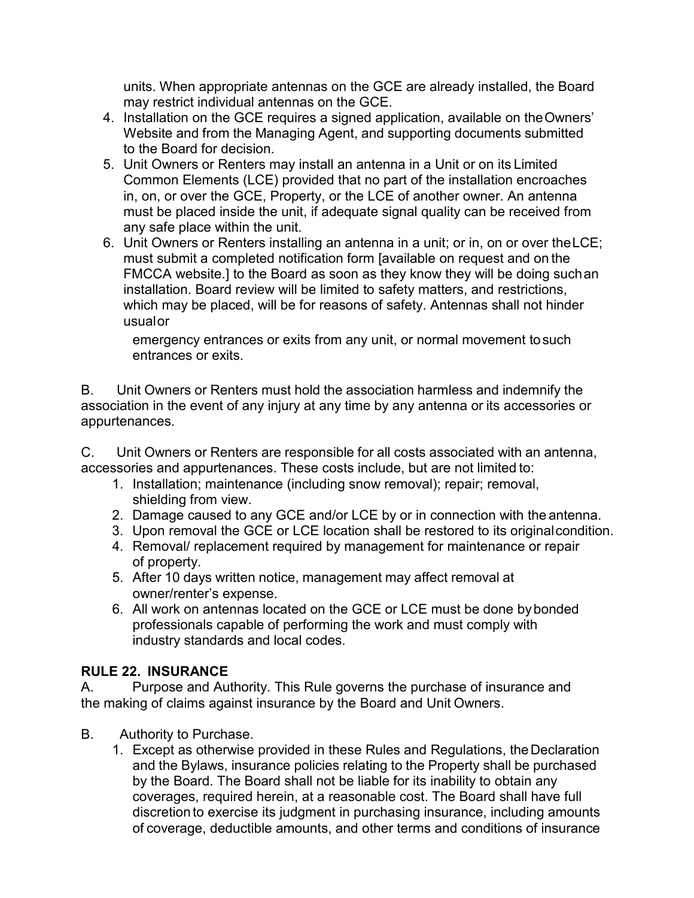units. When appropriate antennas on the GCE are already installed, the Board may restrict individual antennas on the GCE.

4. Installation on the GCE requires a signed application, available on the Owners' Website and from the Managing Agent, and supporting documents submitted to the Board for decision.
5. Unit Owners or Renters may install an antenna in a Unit or on its Limited Common Elements (LCE) provided that no part of the installation encroaches in, on, or over the GCE, Property, or the LCE of another owner. An antenna must be placed inside the unit, if adequate signal quality can be received from any safe place within the unit.
6. Unit Owners or Renters installing an antenna in a unit; or in, on or over the LCE; must submit a completed notification form [available on request and on the FMCCA website.] to the Board as soon as they know they will be doing such an installation. Board review will be limited to safety matters, and restrictions, which may be placed, will be for reasons of safety. Antennas shall not hinder usual or emergency entrances or exits from any unit, or normal movement to such entrances or exits.

B. Unit Owners or Renters must hold the association harmless and indemnify the association in the event of any injury at any time by any antenna or its accessories or appurtenances.

C. Unit Owners or Renters are responsible for all costs associated with an antenna, accessories and appurtenances. These costs include, but are not limited to:

1. Installation; maintenance (including snow removal); repair; removal, shielding from view.
2. Damage caused to any GCE and/or LCE by or in connection with the antenna.
3. Upon removal the GCE or LCE location shall be restored to its original condition.
4. Removal/ replacement required by management for maintenance or repair of property.
5. After 10 days written notice, management may affect removal at owner/renter's expense.
6. All work on antennas located on the GCE or LCE must be done by bonded professionals capable of performing the work and must comply with industry standards and local codes.

## RULE 22. INSURANCE

A. Purpose and Authority. This Rule governs the purchase of insurance and the making of claims against insurance by the Board and Unit Owners.

B. Authority to Purchase.

1. Except as otherwise provided in these Rules and Regulations, the Declaration and the Bylaws, insurance policies relating to the Property shall be purchased by the Board. The Board shall not be liable for its inability to obtain any coverages, required herein, at a reasonable cost. The Board shall have full discretion to exercise its judgment in purchasing insurance, including amounts of coverage, deductible amounts, and other terms and conditions of insurance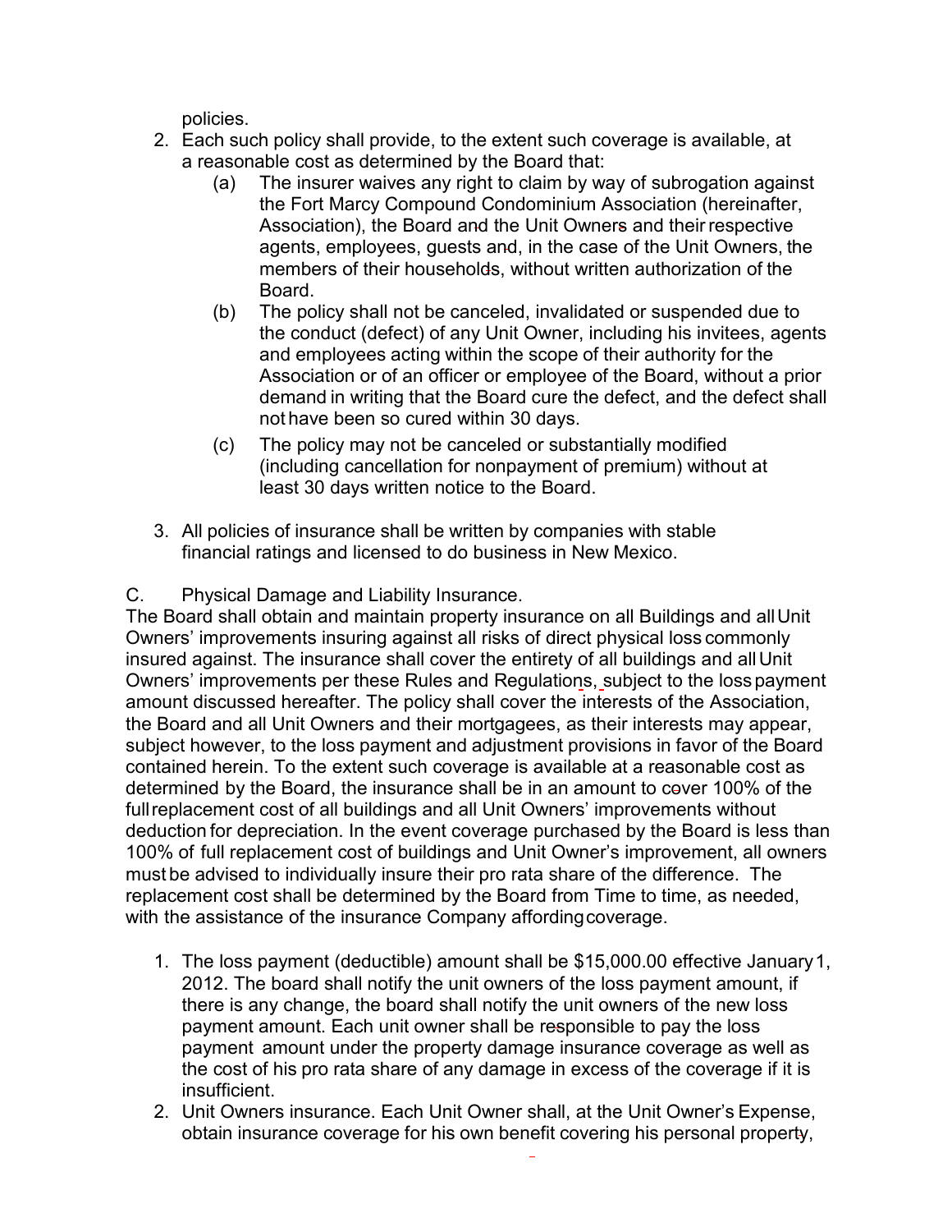policies.

2. Each such policy shall provide, to the extent such coverage is available, at a reasonable cost as determined by the Board that:
   (a) The insurer waives any right to claim by way of subrogation against the Fort Marcy Compound Condominium Association (hereinafter, Association), the Board and the Unit Owners and their respective agents, employees, guests and, in the case of the Unit Owners, the members of their households, without written authorization of the Board.
   (b) The policy shall not be canceled, invalidated or suspended due to the conduct (defect) of any Unit Owner, including his invitees, agents and employees acting within the scope of their authority for the Association or of an officer or employee of the Board, without a prior demand in writing that the Board cure the defect, and the defect shall not have been so cured within 30 days.
   (c) The policy may not be canceled or substantially modified (including cancellation for nonpayment of premium) without at least 30 days written notice to the Board.
3. All policies of insurance shall be written by companies with stable financial ratings and licensed to do business in New Mexico.

C. Physical Damage and Liability Insurance.

The Board shall obtain and maintain property insurance on all Buildings and all Unit Owners' improvements insuring against all risks of direct physical loss commonly insured against. The insurance shall cover the entirety of all buildings and all Unit Owners' improvements per these Rules and Regulations, subject to the loss payment amount discussed hereafter. The policy shall cover the interests of the Association, the Board and all Unit Owners and their mortgagees, as their interests may appear, subject however, to the loss payment and adjustment provisions in favor of the Board contained herein. To the extent such coverage is available at a reasonable cost as determined by the Board, the insurance shall be in an amount to cover 100% of the full replacement cost of all buildings and all Unit Owners' improvements without deduction for depreciation. In the event coverage purchased by the Board is less than 100% of full replacement cost of buildings and Unit Owner's improvement, all owners must be advised to individually insure their pro rata share of the difference. The replacement cost shall be determined by the Board from Time to time, as needed, with the assistance of the insurance Company affording coverage.

1. The loss payment (deductible) amount shall be $15,000.00 effective January 1, 2012. The board shall notify the unit owners of the loss payment amount, if there is any change, the board shall notify the unit owners of the new loss payment amount. Each unit owner shall be responsible to pay the loss payment amount under the property damage insurance coverage as well as the cost of his pro rata share of any damage in excess of the coverage if it is insufficient.
2. Unit Owners insurance. Each Unit Owner shall, at the Unit Owner's Expense, obtain insurance coverage for his own benefit covering his personal property,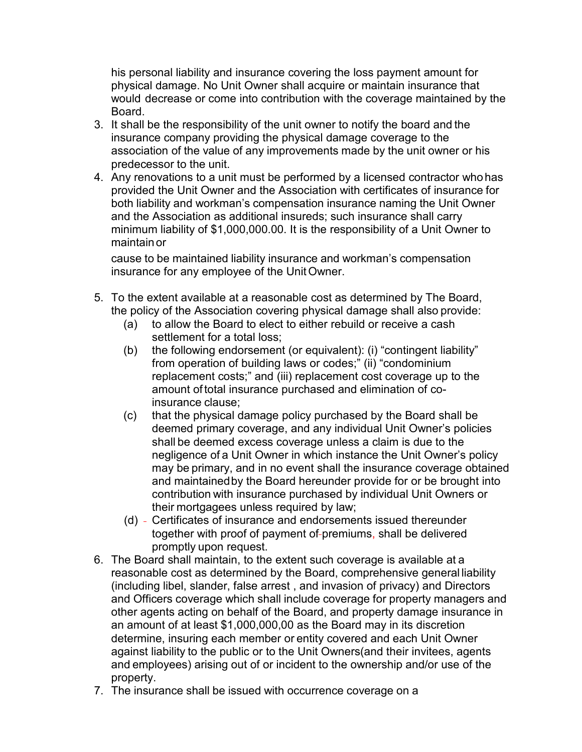his personal liability and insurance covering the loss payment amount for physical damage. No Unit Owner shall acquire or maintain insurance that would decrease or come into contribution with the coverage maintained by the Board.

3. It shall be the responsibility of the unit owner to notify the board and the insurance company providing the physical damage coverage to the association of the value of any improvements made by the unit owner or his predecessor to the unit.
4. Any renovations to a unit must be performed by a licensed contractor who has provided the Unit Owner and the Association with certificates of insurance for both liability and workman's compensation insurance naming the Unit Owner and the Association as additional insureds; such insurance shall carry minimum liability of $1,000,000.00. It is the responsibility of a Unit Owner to maintain or

   cause to be maintained liability insurance and workman's compensation insurance for any employee of the Unit Owner.

5. To the extent available at a reasonable cost as determined by The Board, the policy of the Association covering physical damage shall also provide:
   (a) to allow the Board to elect to either rebuild or receive a cash settlement for a total loss;
   (b) the following endorsement (or equivalent): (i) "contingent liability" from operation of building laws or codes;" (ii) "condominium replacement costs;" and (iii) replacement cost coverage up to the amount of total insurance purchased and elimination of co-insurance clause;
   (c) that the physical damage policy purchased by the Board shall be deemed primary coverage, and any individual Unit Owner's policies shall be deemed excess coverage unless a claim is due to the negligence of a Unit Owner in which instance the Unit Owner's policy may be primary, and in no event shall the insurance coverage obtained and maintained by the Board hereunder provide for or be brought into contribution with insurance purchased by individual Unit Owners or their mortgagees unless required by law;
   (d) Certificates of insurance and endorsements issued thereunder together with proof of payment of premiums, shall be delivered promptly upon request.
6. The Board shall maintain, to the extent such coverage is available at a reasonable cost as determined by the Board, comprehensive general liability (including libel, slander, false arrest , and invasion of privacy) and Directors and Officers coverage which shall include coverage for property managers and other agents acting on behalf of the Board, and property damage insurance in an amount of at least $1,000,000,00 as the Board may in its discretion determine, insuring each member or entity covered and each Unit Owner against liability to the public or to the Unit Owners(and their invitees, agents and employees) arising out of or incident to the ownership and/or use of the property.
7. The insurance shall be issued with occurrence coverage on a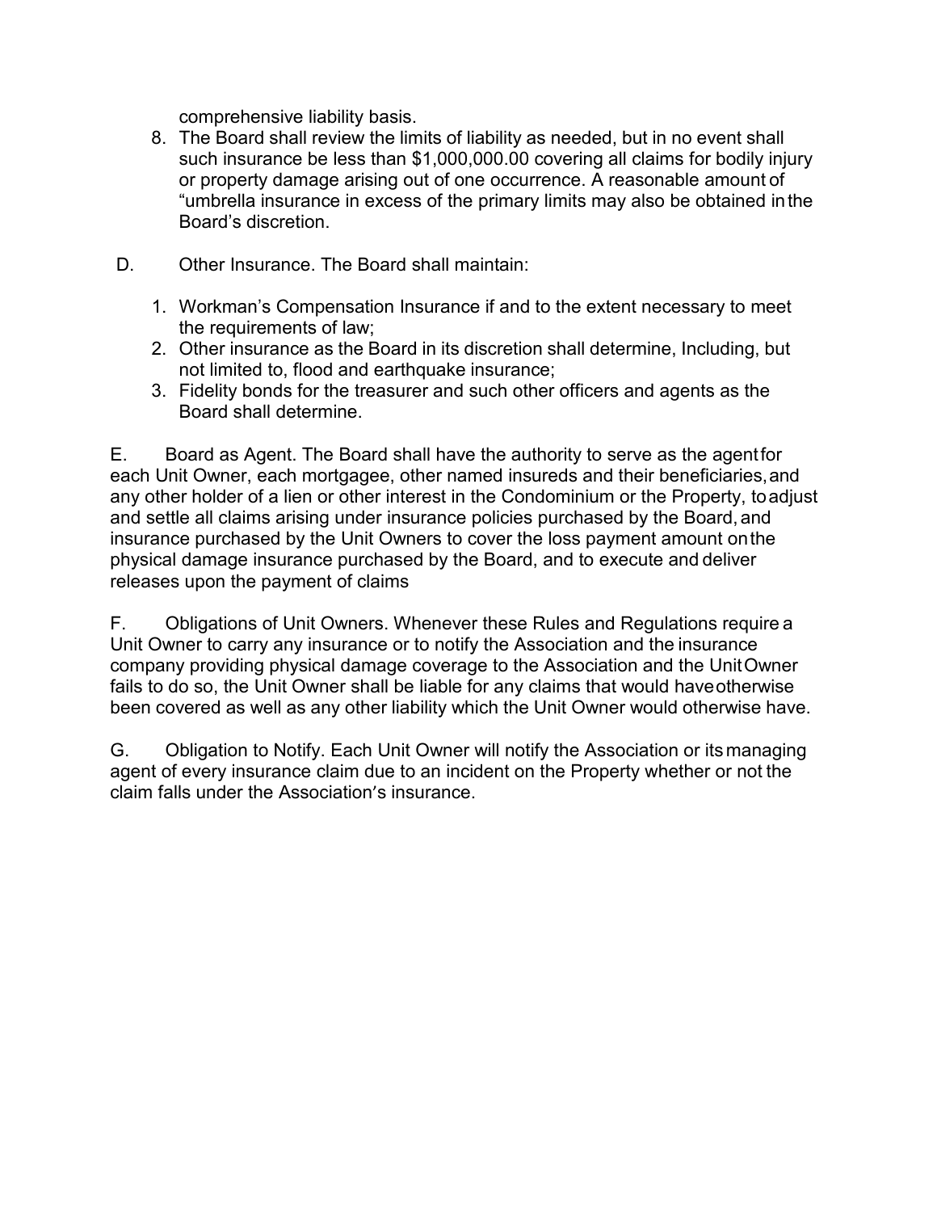comprehensive liability basis.

8. The Board shall review the limits of liability as needed, but in no event shall such insurance be less than $1,000,000.00 covering all claims for bodily injury or property damage arising out of one occurrence. A reasonable amount of "umbrella insurance in excess of the primary limits may also be obtained in the Board's discretion.

D. Other Insurance. The Board shall maintain:

1. Workman's Compensation Insurance if and to the extent necessary to meet the requirements of law;
2. Other insurance as the Board in its discretion shall determine, Including, but not limited to, flood and earthquake insurance;
3. Fidelity bonds for the treasurer and such other officers and agents as the Board shall determine.

E. Board as Agent. The Board shall have the authority to serve as the agent for each Unit Owner, each mortgagee, other named insureds and their beneficiaries, and any other holder of a lien or other interest in the Condominium or the Property, to adjust and settle all claims arising under insurance policies purchased by the Board, and insurance purchased by the Unit Owners to cover the loss payment amount on the physical damage insurance purchased by the Board, and to execute and deliver releases upon the payment of claims

F. Obligations of Unit Owners. Whenever these Rules and Regulations require a Unit Owner to carry any insurance or to notify the Association and the insurance company providing physical damage coverage to the Association and the Unit Owner fails to do so, the Unit Owner shall be liable for any claims that would have otherwise been covered as well as any other liability which the Unit Owner would otherwise have.

G. Obligation to Notify. Each Unit Owner will notify the Association or its managing agent of every insurance claim due to an incident on the Property whether or not the claim falls under the Association's insurance.